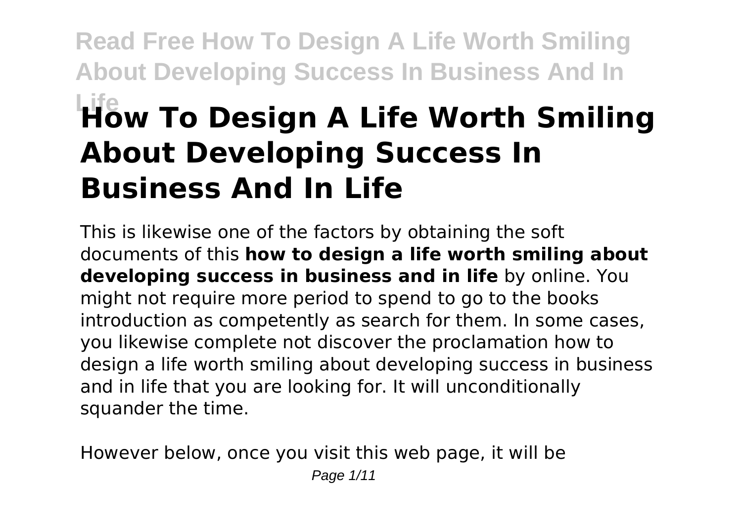# How To Design A Life Worth Smiling About Developing Success In Business And In Life

This is likewise one of the factors by obtaining the soft documents of this **how to design a life worth smiling about developing success in business and in life** by online. You might not require more period to spend to go to the books introduction as competently as search for them. In some cases, you likewise complete not discover the proclamation how to design a life worth smiling about developing success in business and in life that you are looking for. It will unconditionally squander the time.

However below, once you visit this web page, it will be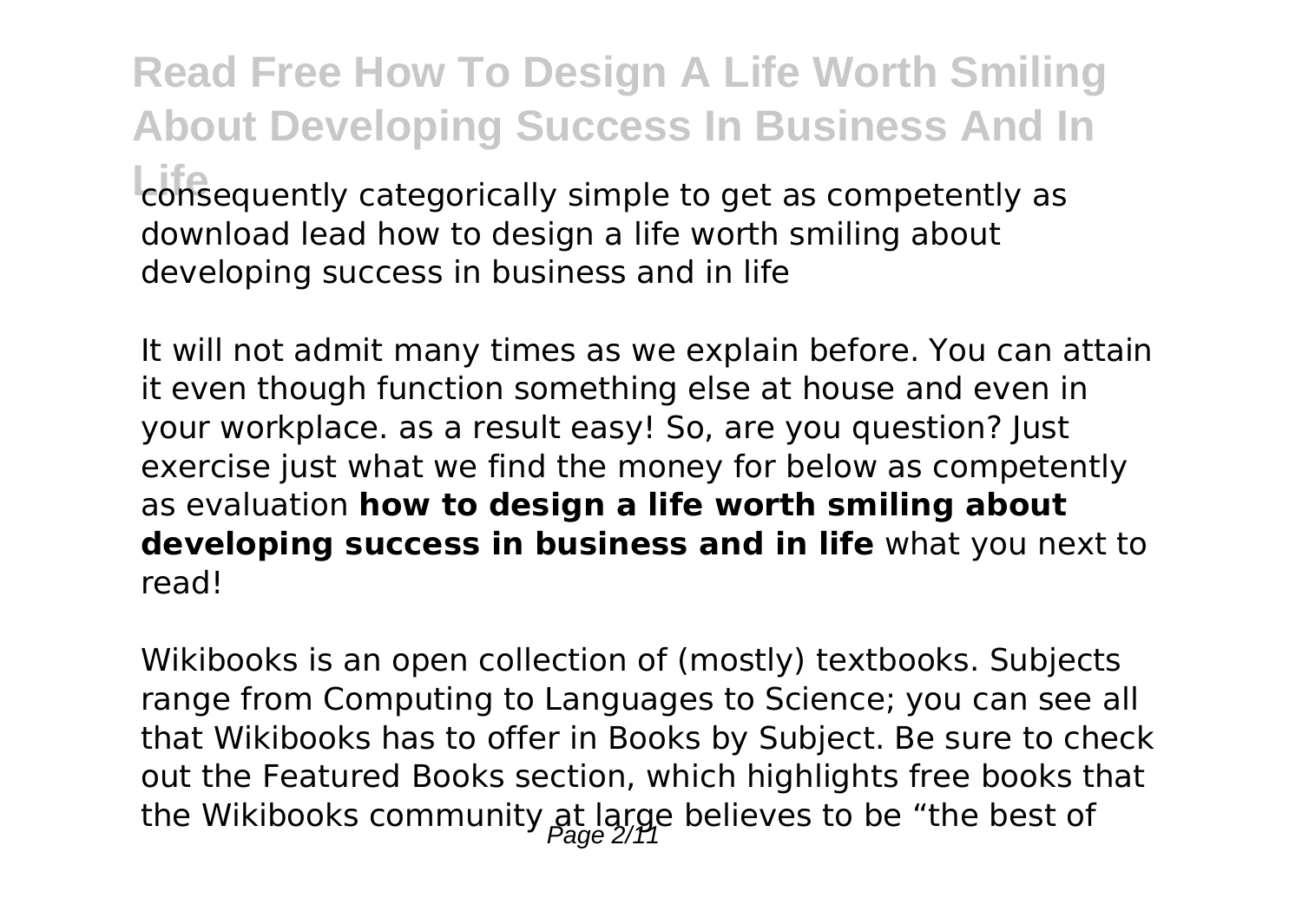consequently categorically simple to get as competently as download lead how to design a life worth smiling about developing success in business and in life

It will not admit many times as we explain before. You can attain it even though function something else at house and even in your workplace. as a result easy! So, are you question? Just exercise just what we find the money for below as competently as evaluation **how to design a life worth smiling about developing success in business and in life** what you next to read!

Wikibooks is an open collection of (mostly) textbooks. Subjects range from Computing to Languages to Science; you can see all that Wikibooks has to offer in Books by Subject. Be sure to check out the Featured Books section, which highlights free books that the Wikibooks community at large believes to be "the best of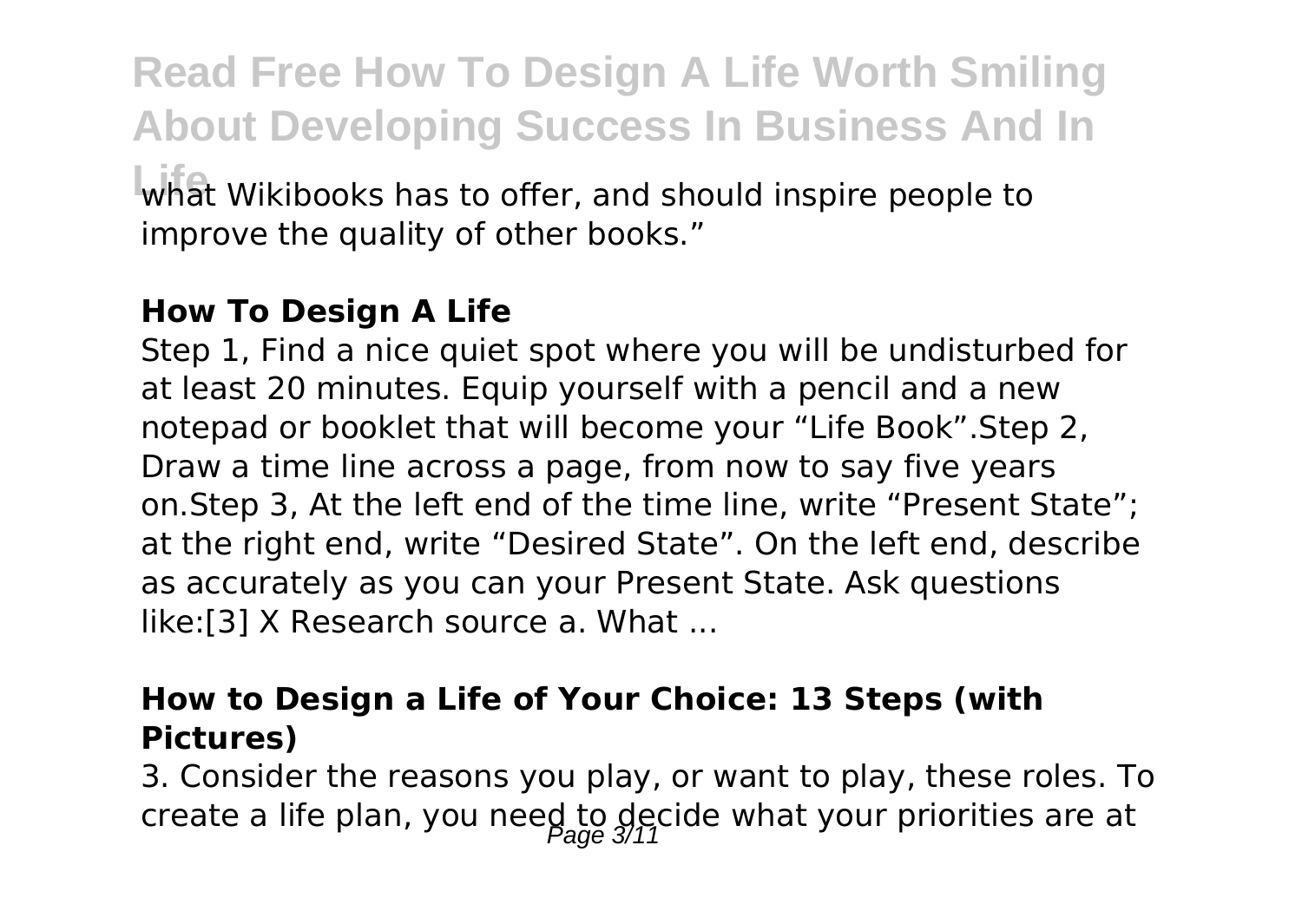what Wikibooks has to offer, and should inspire people to improve the quality of other books."

### How To Design A Life

Step 1, Find a nice quiet spot where you will be undisturbed for at least 20 minutes. Equip yourself with a pencil and a new notepad or booklet that will become your "Life Book".Step 2, Draw a time line across a page, from now to say five years on.Step 3, At the left end of the time line, write "Present State"; at the right end, write "Desired State". On the left end, describe as accurately as you can your Present State. Ask questions like:[3] X Research source a. What ...

### How to Design a Life of Your Choice: 13 Steps (with Pictures)

3. Consider the reasons you play, or want to play, these roles. To create a life plan, you need to decide what your priorities are at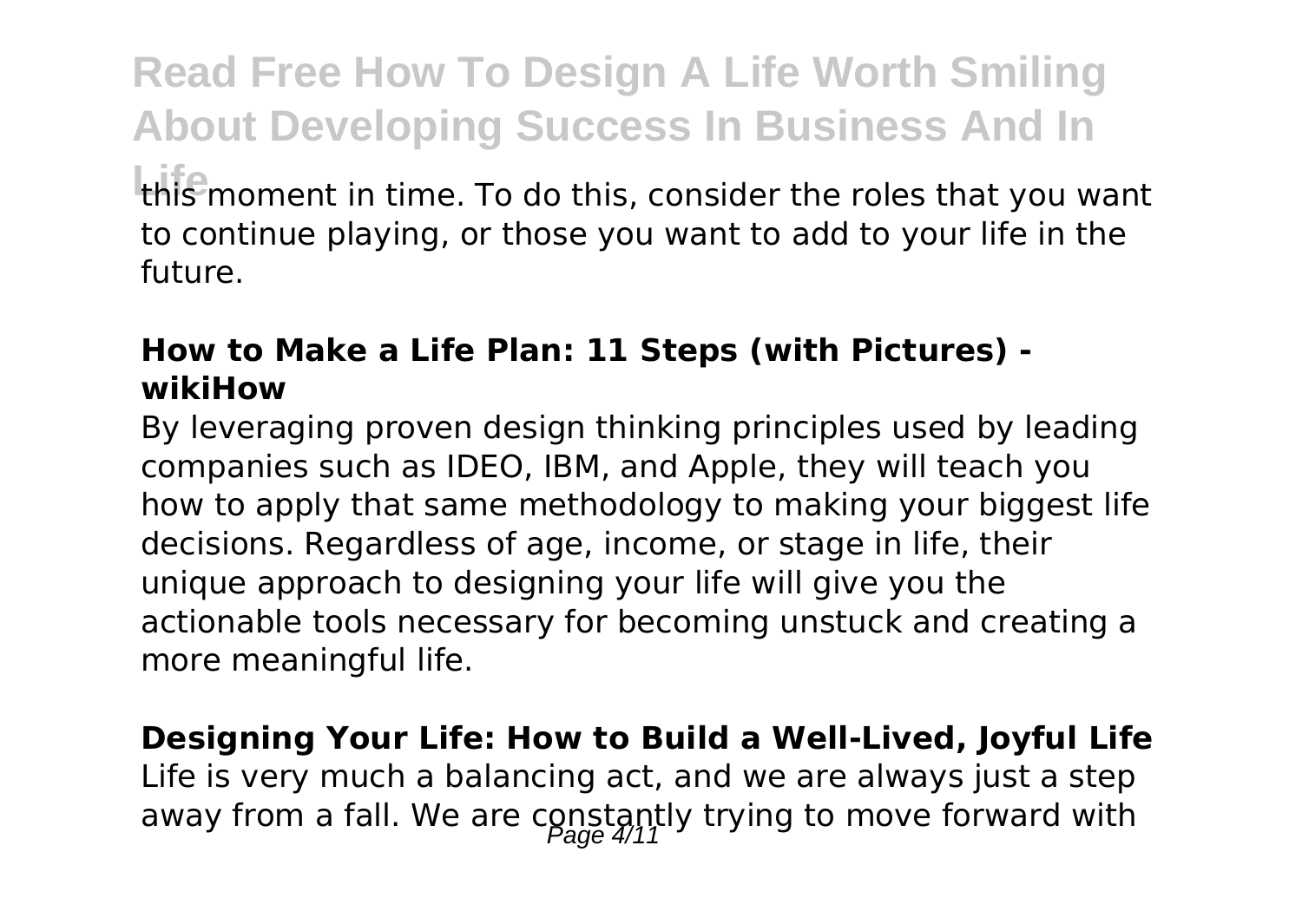this moment in time. To do this, consider the roles that you want to continue playing, or those you want to add to your life in the future.

**How to Make a Life Plan: 11 Steps (with Pictures) - wikiHow**

By leveraging proven design thinking principles used by leading companies such as IDEO, IBM, and Apple, they will teach you how to apply that same methodology to making your biggest life decisions. Regardless of age, income, or stage in life, their unique approach to designing your life will give you the actionable tools necessary for becoming unstuck and creating a more meaningful life.

**Designing Your Life: How to Build a Well-Lived, Joyful Life**

Life is very much a balancing act, and we are always just a step away from a fall. We are constantly trying to move forward with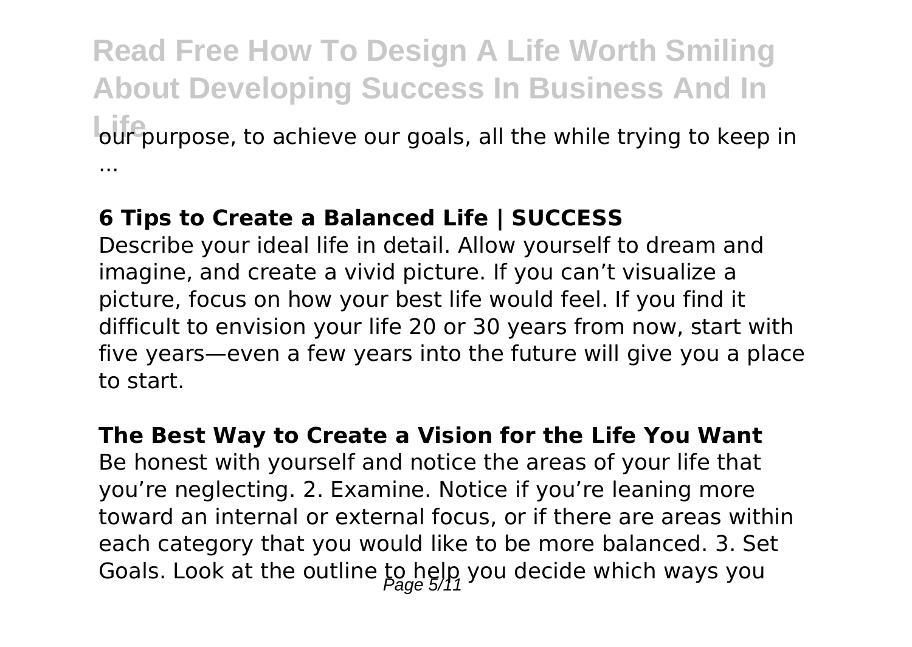our purpose, to achieve our goals, all the while trying to keep in ...

**6 Tips to Create a Balanced Life | SUCCESS**

Describe your ideal life in detail. Allow yourself to dream and imagine, and create a vivid picture. If you can't visualize a picture, focus on how your best life would feel. If you find it difficult to envision your life 20 or 30 years from now, start with five years—even a few years into the future will give you a place to start.

**The Best Way to Create a Vision for the Life You Want**

Be honest with yourself and notice the areas of your life that you're neglecting. 2. Examine. Notice if you're leaning more toward an internal or external focus, or if there are areas within each category that you would like to be more balanced. 3. Set Goals. Look at the outline to help you decide which ways you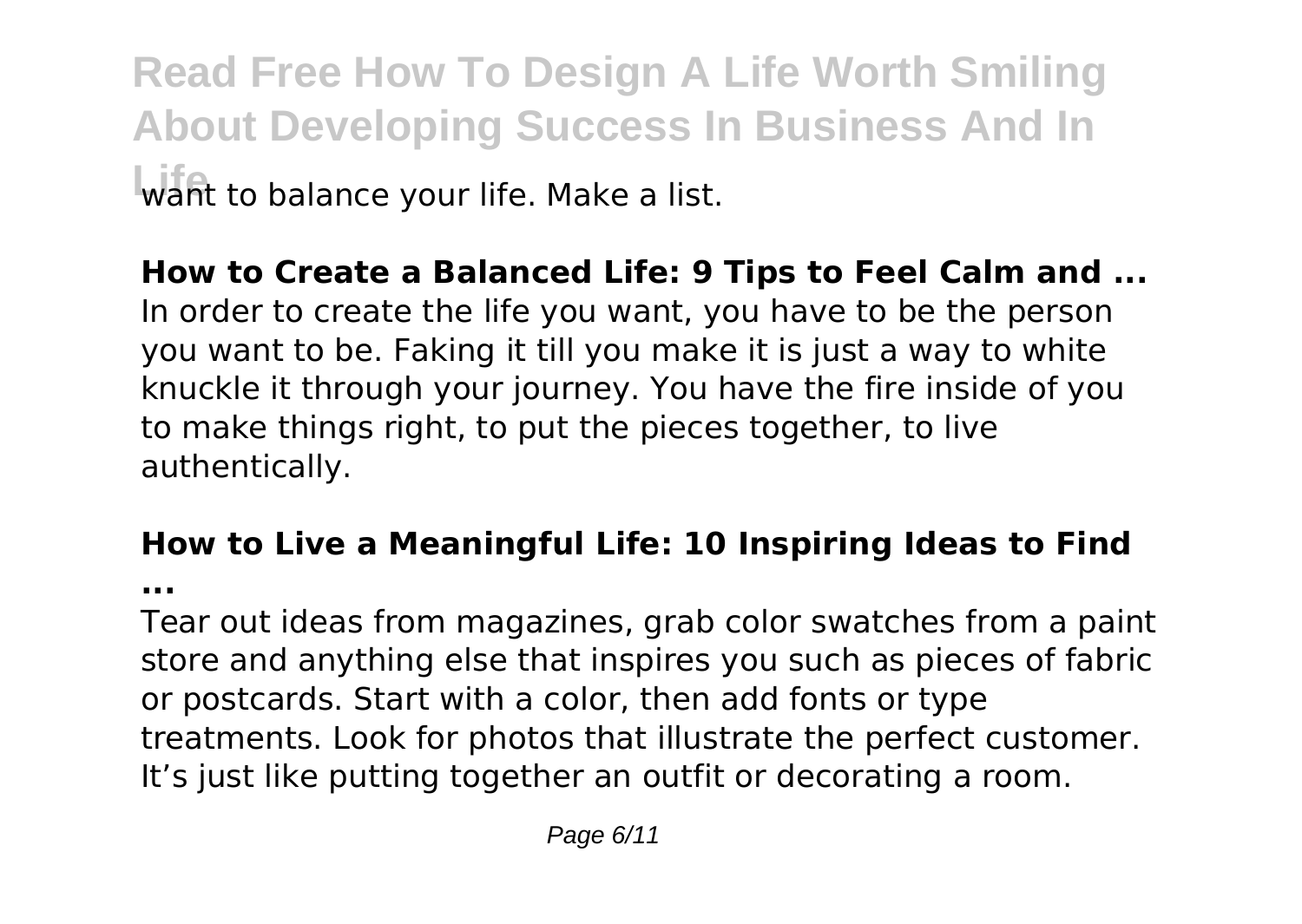want to balance your life. Make a list.

**How to Create a Balanced Life: 9 Tips to Feel Calm and ...**
In order to create the life you want, you have to be the person you want to be. Faking it till you make it is just a way to white knuckle it through your journey. You have the fire inside of you to make things right, to put the pieces together, to live authentically.

**How to Live a Meaningful Life: 10 Inspiring Ideas to Find ...**
Tear out ideas from magazines, grab color swatches from a paint store and anything else that inspires you such as pieces of fabric or postcards. Start with a color, then add fonts or type treatments. Look for photos that illustrate the perfect customer. It's just like putting together an outfit or decorating a room.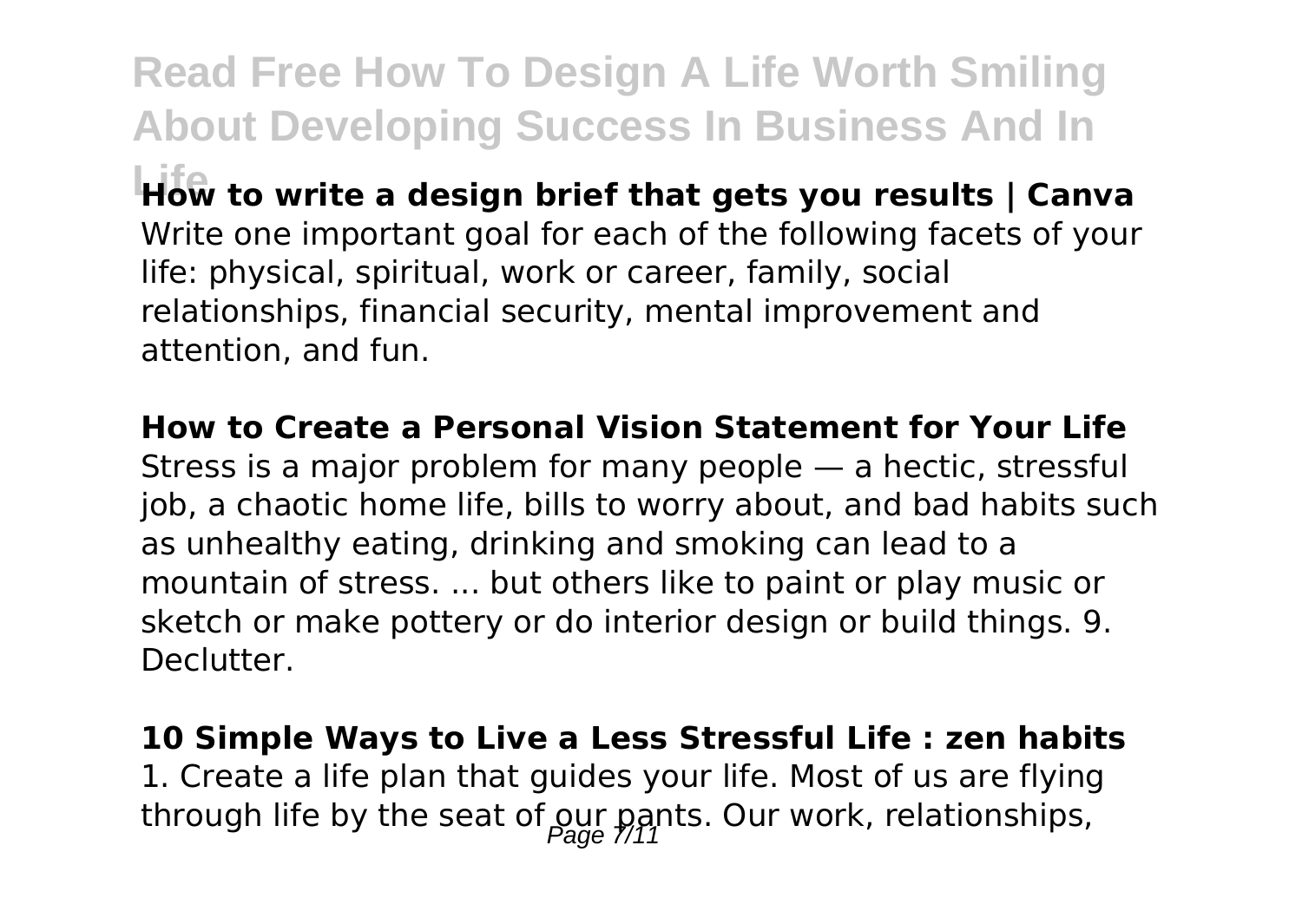**How to write a design brief that gets you results | Canva**
Write one important goal for each of the following facets of your life: physical, spiritual, work or career, family, social relationships, financial security, mental improvement and attention, and fun.

**How to Create a Personal Vision Statement for Your Life**
Stress is a major problem for many people — a hectic, stressful job, a chaotic home life, bills to worry about, and bad habits such as unhealthy eating, drinking and smoking can lead to a mountain of stress. ... but others like to paint or play music or sketch or make pottery or do interior design or build things. 9. Declutter.

**10 Simple Ways to Live a Less Stressful Life : zen habits**
1. Create a life plan that guides your life. Most of us are flying through life by the seat of our pants. Our work, relationships,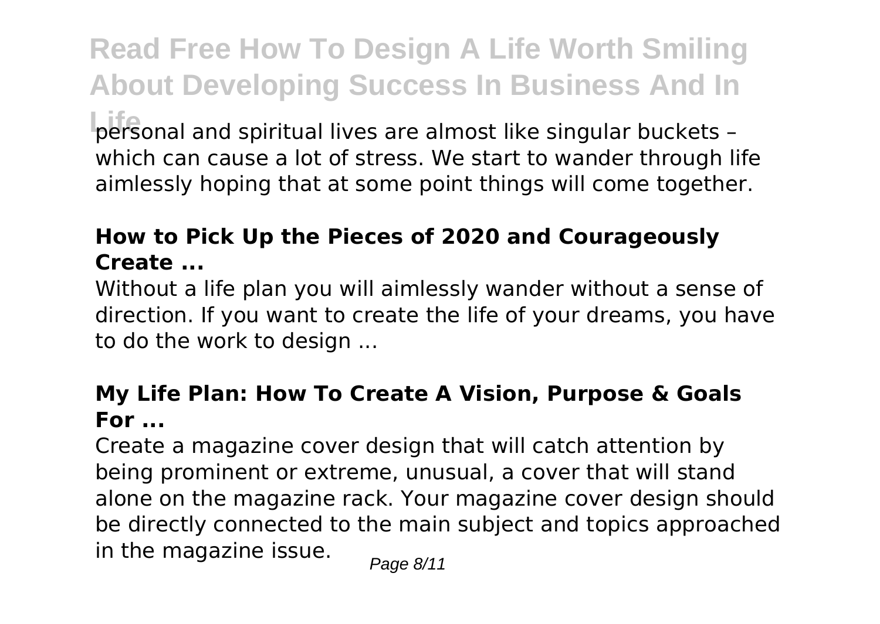personal and spiritual lives are almost like singular buckets – which can cause a lot of stress. We start to wander through life aimlessly hoping that at some point things will come together.

### How to Pick Up the Pieces of 2020 and Courageously Create ...

Without a life plan you will aimlessly wander without a sense of direction. If you want to create the life of your dreams, you have to do the work to design ...

### My Life Plan: How To Create A Vision, Purpose & Goals For ...

Create a magazine cover design that will catch attention by being prominent or extreme, unusual, a cover that will stand alone on the magazine rack. Your magazine cover design should be directly connected to the main subject and topics approached in the magazine issue.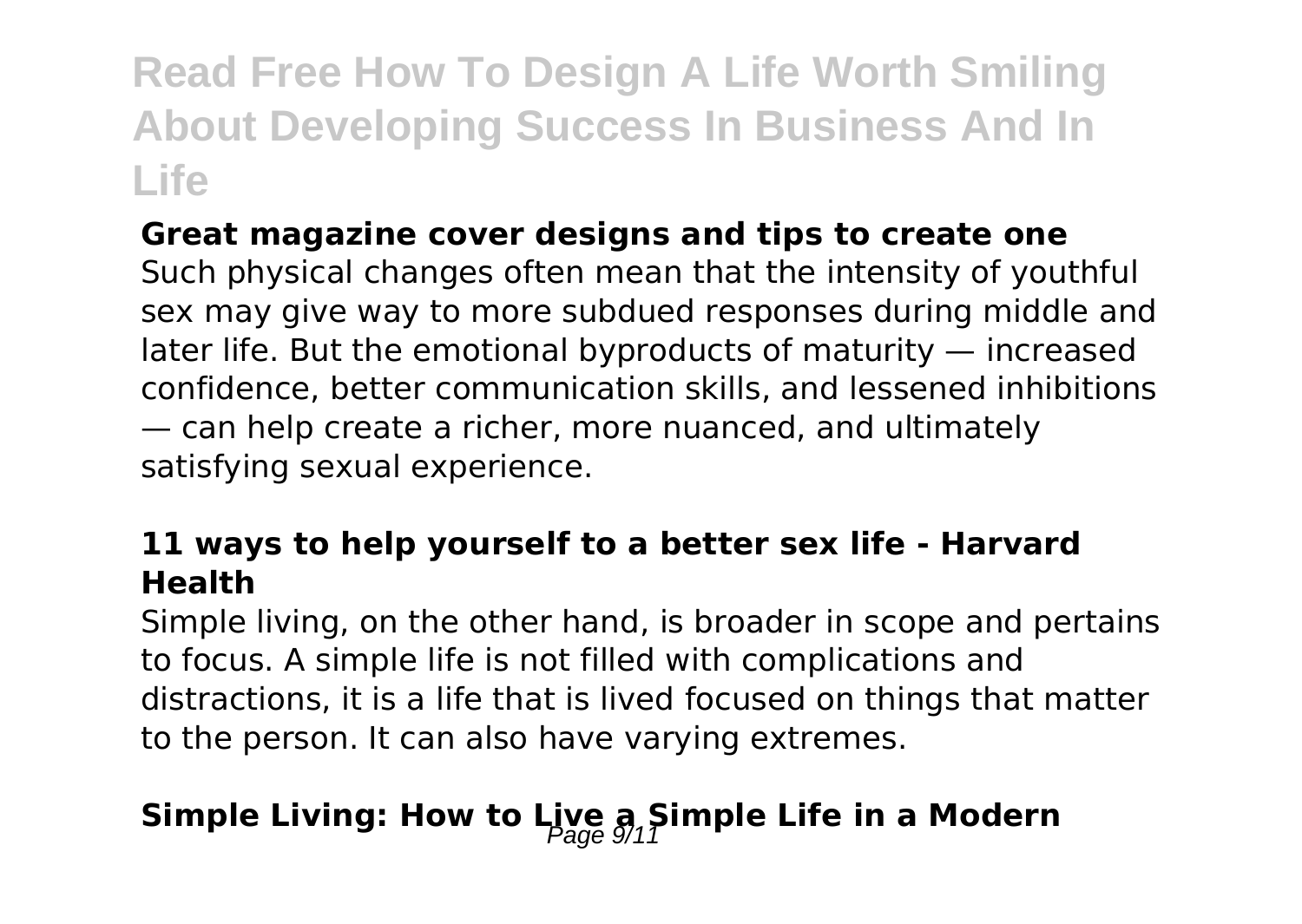**Great magazine cover designs and tips to create one**

Such physical changes often mean that the intensity of youthful sex may give way to more subdued responses during middle and later life. But the emotional byproducts of maturity — increased confidence, better communication skills, and lessened inhibitions — can help create a richer, more nuanced, and ultimately satisfying sexual experience.

**11 ways to help yourself to a better sex life - Harvard Health**

Simple living, on the other hand, is broader in scope and pertains to focus. A simple life is not filled with complications and distractions, it is a life that is lived focused on things that matter to the person. It can also have varying extremes.

**Simple Living: How to Live a Simple Life in a Modern**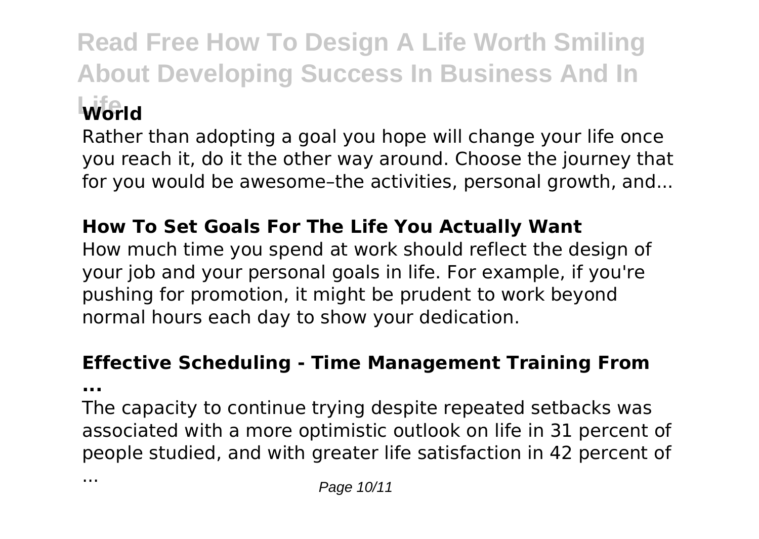**World**

Rather than adopting a goal you hope will change your life once you reach it, do it the other way around. Choose the journey that for you would be awesome–the activities, personal growth, and...

**How To Set Goals For The Life You Actually Want**

How much time you spend at work should reflect the design of your job and your personal goals in life. For example, if you're pushing for promotion, it might be prudent to work beyond normal hours each day to show your dedication.

**Effective Scheduling - Time Management Training From ...**

The capacity to continue trying despite repeated setbacks was associated with a more optimistic outlook on life in 31 percent of people studied, and with greater life satisfaction in 42 percent of ...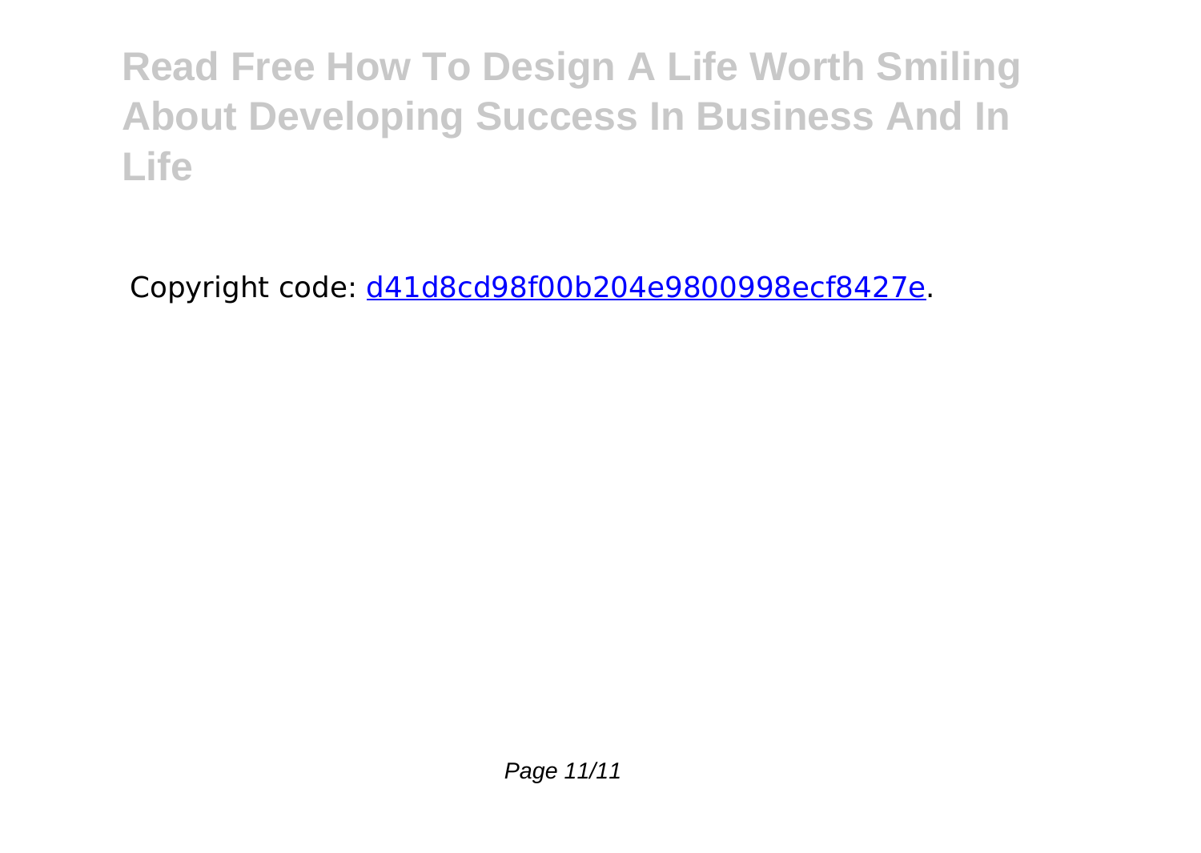Copyright code: d41d8cd98f00b204e9800998ecf8427e.